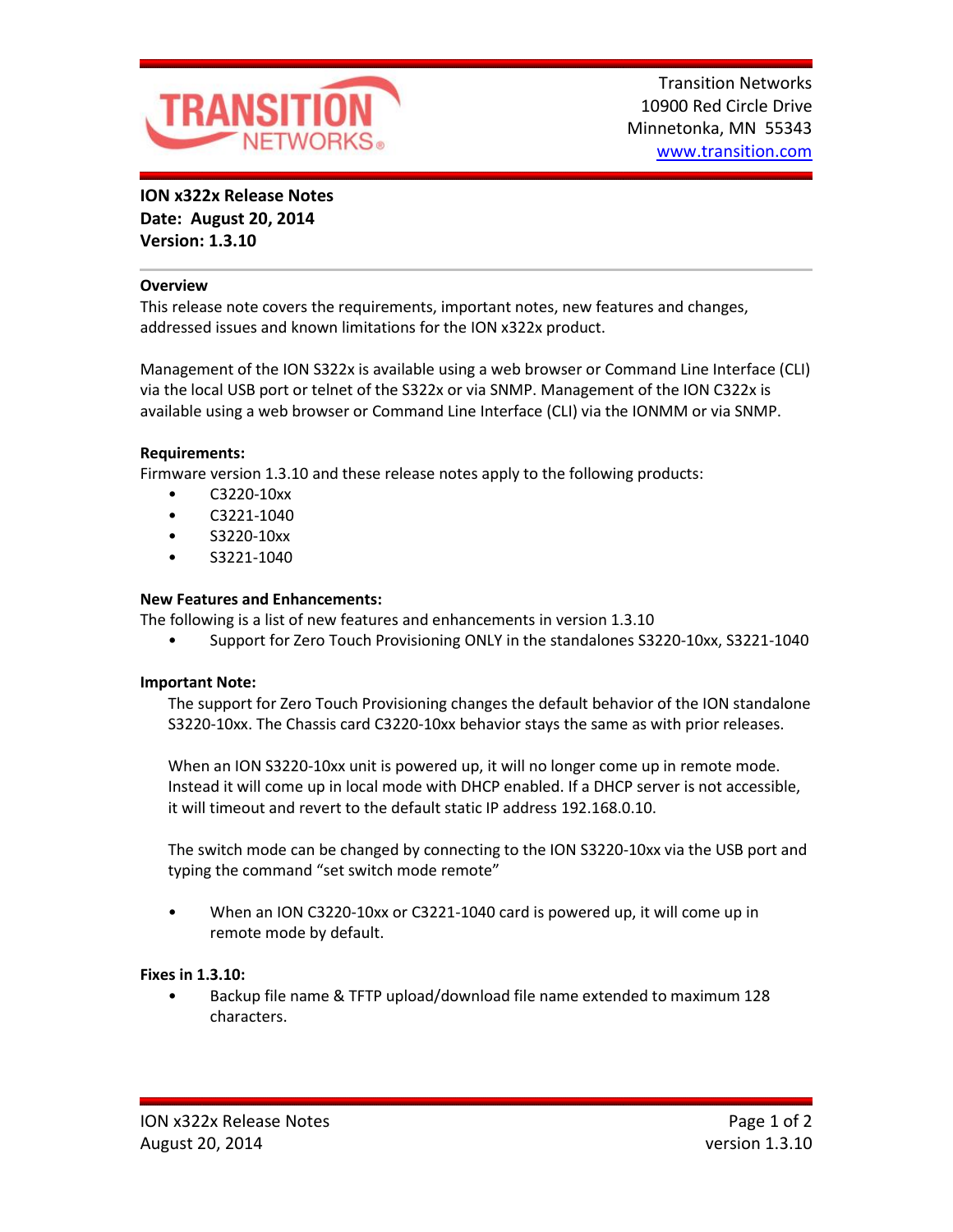Transition Networks
10900 Red Circle Drive
Minnetonka, MN 55343
www.transition.com

**ION x322x Release Notes**
**Date: August 20, 2014**
**Version: 1.3.10**

---

**Overview**

This release note covers the requirements, important notes, new features and changes, addressed issues and known limitations for the ION x322x product.

Management of the ION S322x is available using a web browser or Command Line Interface (CLI) via the local USB port or telnet of the S322x or via SNMP. Management of the ION C322x is available using a web browser or Command Line Interface (CLI) via the IONMM or via SNMP.

**Requirements:**

Firmware version 1.3.10 and these release notes apply to the following products:

- C3220-10xx
- C3221-1040
- S3220-10xx
- S3221-1040

**New Features and Enhancements:**

The following is a list of new features and enhancements in version 1.3.10

- Support for Zero Touch Provisioning ONLY in the standalones S3220-10xx, S3221-1040

**Important Note:**

The support for Zero Touch Provisioning changes the default behavior of the ION standalone S3220-10xx. The Chassis card C3220-10xx behavior stays the same as with prior releases.

When an ION S3220-10xx unit is powered up, it will no longer come up in remote mode. Instead it will come up in local mode with DHCP enabled. If a DHCP server is not accessible, it will timeout and revert to the default static IP address 192.168.0.10.

The switch mode can be changed by connecting to the ION S3220-10xx via the USB port and typing the command “set switch mode remote”

- When an ION C3220-10xx or C3221-1040 card is powered up, it will come up in remote mode by default.

**Fixes in 1.3.10:**

- Backup file name & TFTP upload/download file name extended to maximum 128 characters.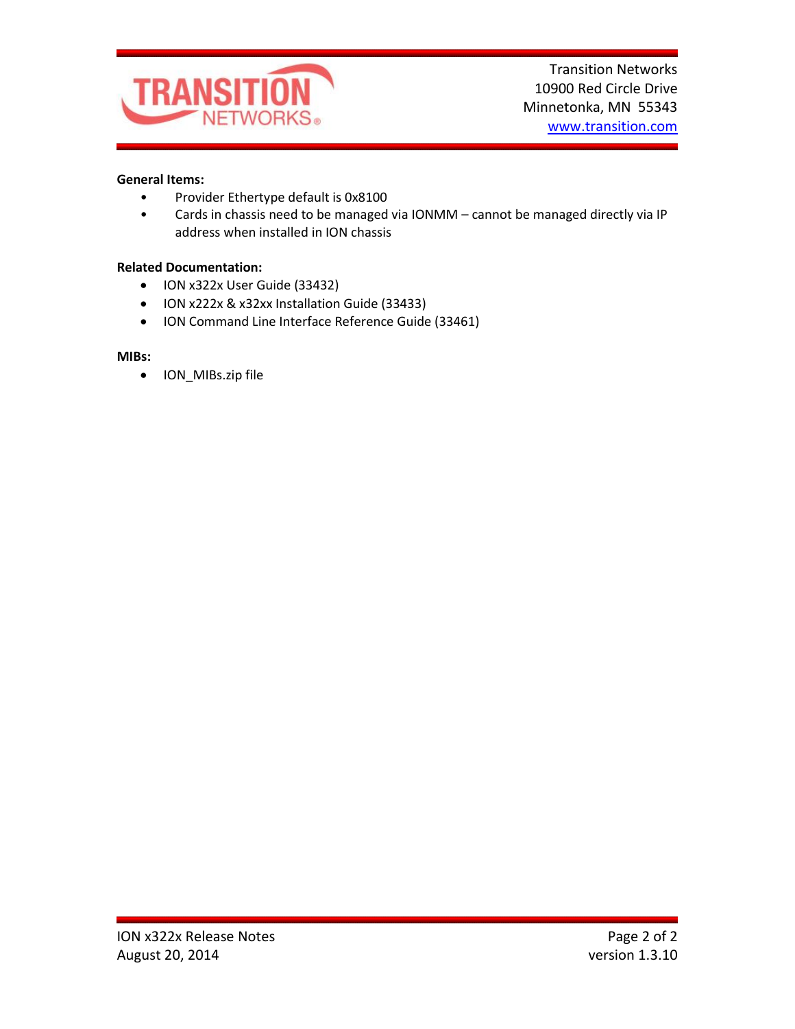**General Items:**

- Provider Ethertype default is 0x8100
- Cards in chassis need to be managed via IONMM – cannot be managed directly via IP address when installed in ION chassis

**Related Documentation:**

- ION x322x User Guide (33432)
- ION x222x & x32xx Installation Guide (33433)
- ION Command Line Interface Reference Guide (33461)

**MIBs:**

- ION_MIBs.zip file